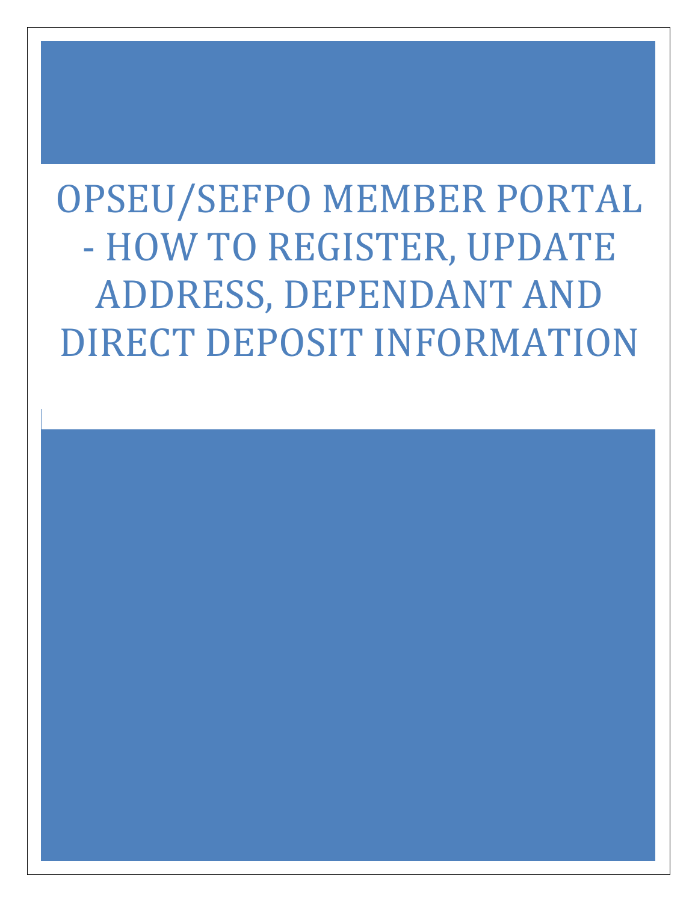# OPSEU/SEFPO MEMBER PORTAL - HOW TO REGISTER, UPDATE ADDRESS, DEPENDANT AND DIRECT DEPOSIT INFORMATION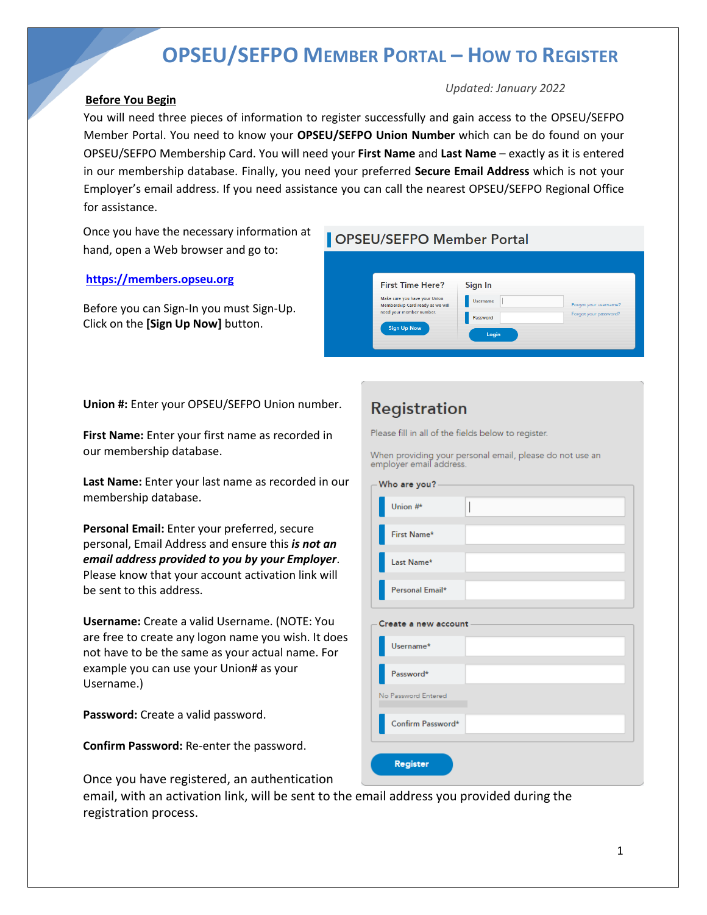# OPSEU/SEFPO MEMBER PORTAL – HOW TO REGISTER

*Updated: January 2022*

**Before You Begin**

You will need three pieces of information to register successfully and gain access to the OPSEU/SEFPO Member Portal. You need to know your **OPSEU/SEFPO Union Number** which can be do found on your OPSEU/SEFPO Membership Card. You will need your **First Name** and **Last Name** – exactly as it is entered in our membership database. Finally, you need your preferred **Secure Email Address** which is not your Employer's email address. If you need assistance you can call the nearest OPSEU/SEFPO Regional Office for assistance.

Once you have the necessary information at hand, open a Web browser and go to:

**https://members.opseu.org**

Before you can Sign-In you must Sign-Up. Click on the **[Sign Up Now]** button.

**Union #:** Enter your OPSEU/SEFPO Union number.

**First Name:** Enter your first name as recorded in our membership database.

**Last Name:** Enter your last name as recorded in our membership database.

**Personal Email:** Enter your preferred, secure personal, Email Address and ensure this ***is not an email address provided to you by your Employer***. Please know that your account activation link will be sent to this address.

**Username:** Create a valid Username. (NOTE: You are free to create any logon name you wish. It does not have to be the same as your actual name. For example you can use your Union# as your Username.)

**Password:** Create a valid password.

**Confirm Password:** Re-enter the password.

Once you have registered, an authentication email, with an activation link, will be sent to the email address you provided during the registration process.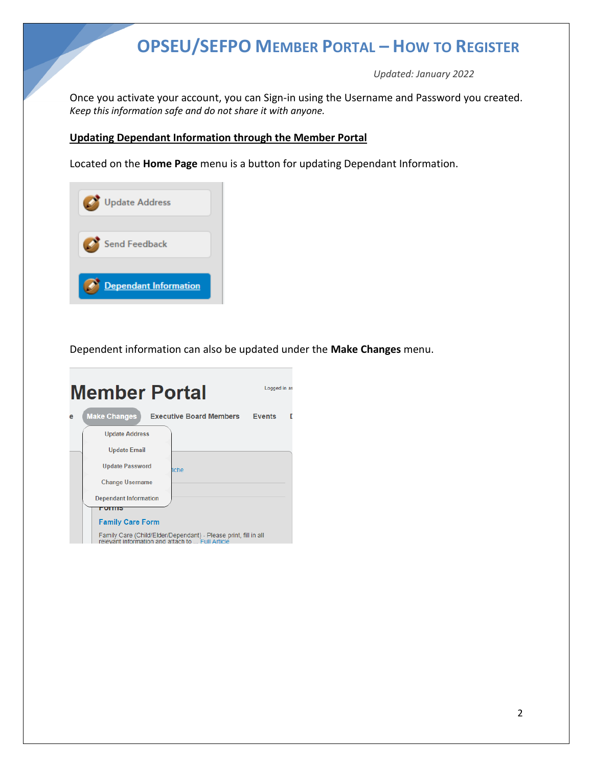# OPSEU/SEFPO MEMBER PORTAL – HOW TO REGISTER

*Updated: January 2022*

Once you activate your account, you can Sign-in using the Username and Password you created. *Keep this information safe and do not share it with anyone.*

**Updating Dependant Information through the Member Portal**

Located on the **Home Page** menu is a button for updating Dependant Information.

Dependent information can also be updated under the **Make Changes** menu.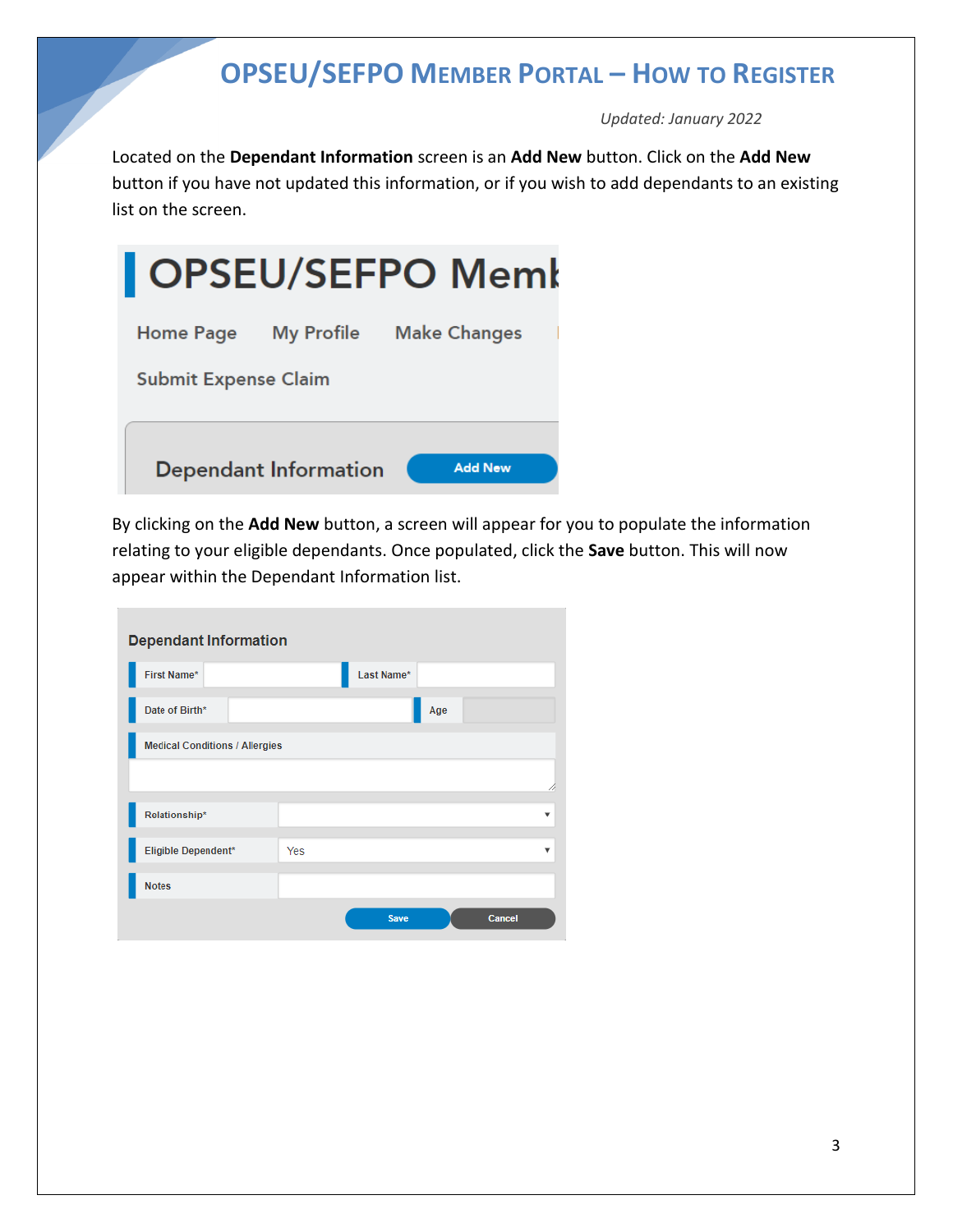Located on the **Dependant Information** screen is an **Add New** button. Click on the **Add New** button if you have not updated this information, or if you wish to add dependants to an existing list on the screen.

By clicking on the **Add New** button, a screen will appear for you to populate the information relating to your eligible dependants. Once populated, click the **Save** button. This will now appear within the Dependant Information list.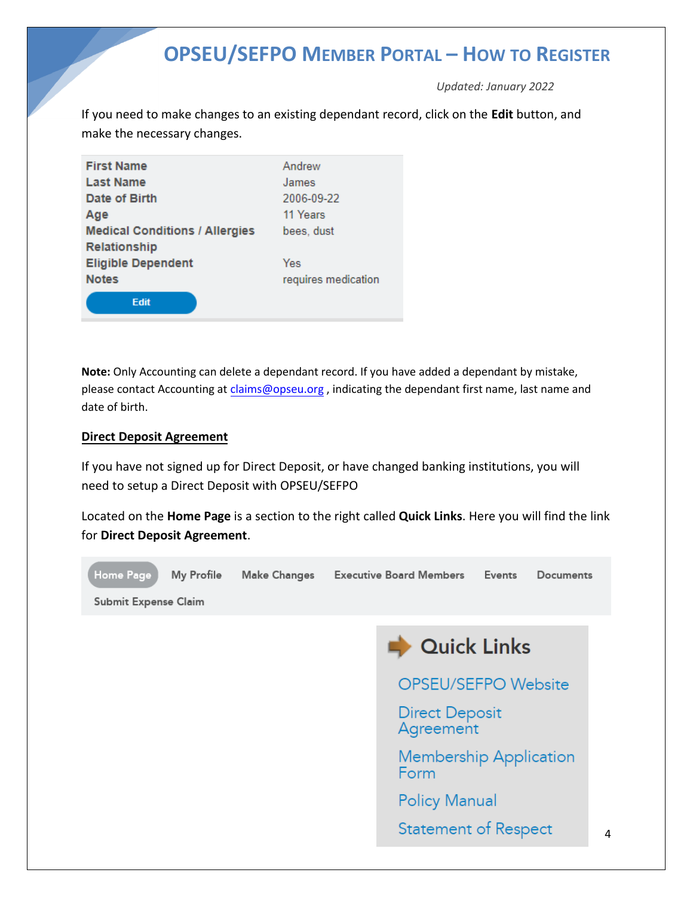If you need to make changes to an existing dependant record, click on the **Edit** button, and make the necessary changes.

| | |
|---|---|
| **First Name** | Andrew |
| **Last Name** | James |
| **Date of Birth** | 2006-09-22 |
| **Age** | 11 Years |
| **Medical Conditions / Allergies** | bees, dust |
| **Relationship** | |
| **Eligible Dependent** | Yes |
| **Notes** | requires medication |

Edit

**Note:** Only Accounting can delete a dependant record. If you have added a dependant by mistake, please contact Accounting at claims@opseu.org , indicating the dependant first name, last name and date of birth.

**Direct Deposit Agreement**

If you have not signed up for Direct Deposit, or have changed banking institutions, you will need to setup a Direct Deposit with OPSEU/SEFPO

Located on the **Home Page** is a section to the right called **Quick Links**. Here you will find the link for **Direct Deposit Agreement**.

Home Page | My Profile | Make Changes | Executive Board Members | Events | Documents | Submit Expense Claim

**Quick Links**

- OPSEU/SEFPO Website
- Direct Deposit Agreement
- Membership Application Form
- Policy Manual
- Statement of Respect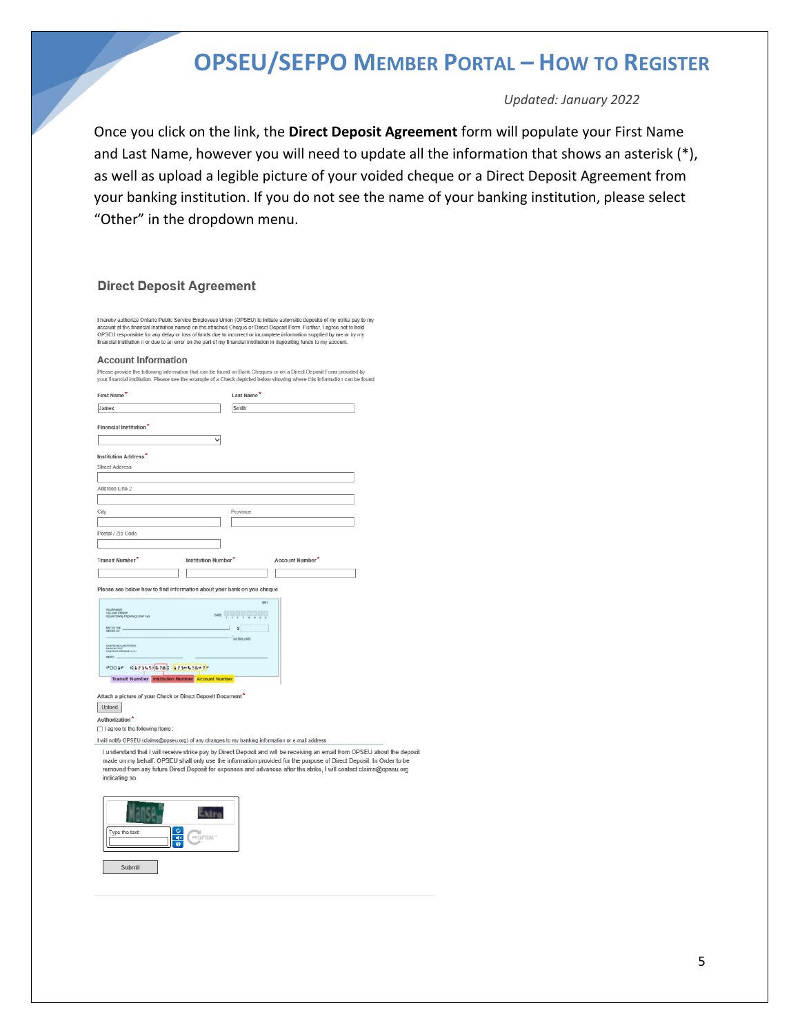Once you click on the link, the **Direct Deposit Agreement** form will populate your First Name and Last Name, however you will need to update all the information that shows an asterisk (*), as well as upload a legible picture of your voided cheque or a Direct Deposit Agreement from your banking institution. If you do not see the name of your banking institution, please select “Other” in the dropdown menu.

## Direct Deposit Agreement

I hereby authorize Ontario Public Service Employees Union (OPSEU) to initiate automatic deposits of my strike pay to my account at the financial institution named on the attached Cheque or Direct Deposit Form. Further, I agree not to hold OPSEU responsible for any delay or loss of funds due to incorrect or incomplete information supplied by me or by my financial institution n or due to an error on the part of my financial institution in depositing funds to my account.

### Account Information

Please provide the following information that can be found on Bank Cheques or on a Direct Deposit Form provided by your financial institution. Please see the example of a Check depicted below showing where this information can be found.

First Name* James

Last Name* Smith

Financial Institution*

Institution Address*

Street Address

Address Line 2

City

Province

Postal / Zip Code

Transit Number*

Institution Number*

Account Number*

Please see below how to find information about your bank on you cheque

Transit Number | Institution Number | Account Number

Attach a picture of your Check or Direct Deposit Document*

Upload

Authorization*

☐ I agree to the following items :

I will notify OPSEU (claims@opseu.org) of any changes to my banking information or e-mail address

I understand that I will receive strike pay by Direct Deposit and will be receiving an email from OPSEU about the deposit made on my behalf. OPSEU shall only use the information provided for the purpose of Direct Deposit. In Order to be removed from any future Direct Deposit for expenses and advances after the strike, I will contact claims@opseu.org indicating so.

Type the text:

Submit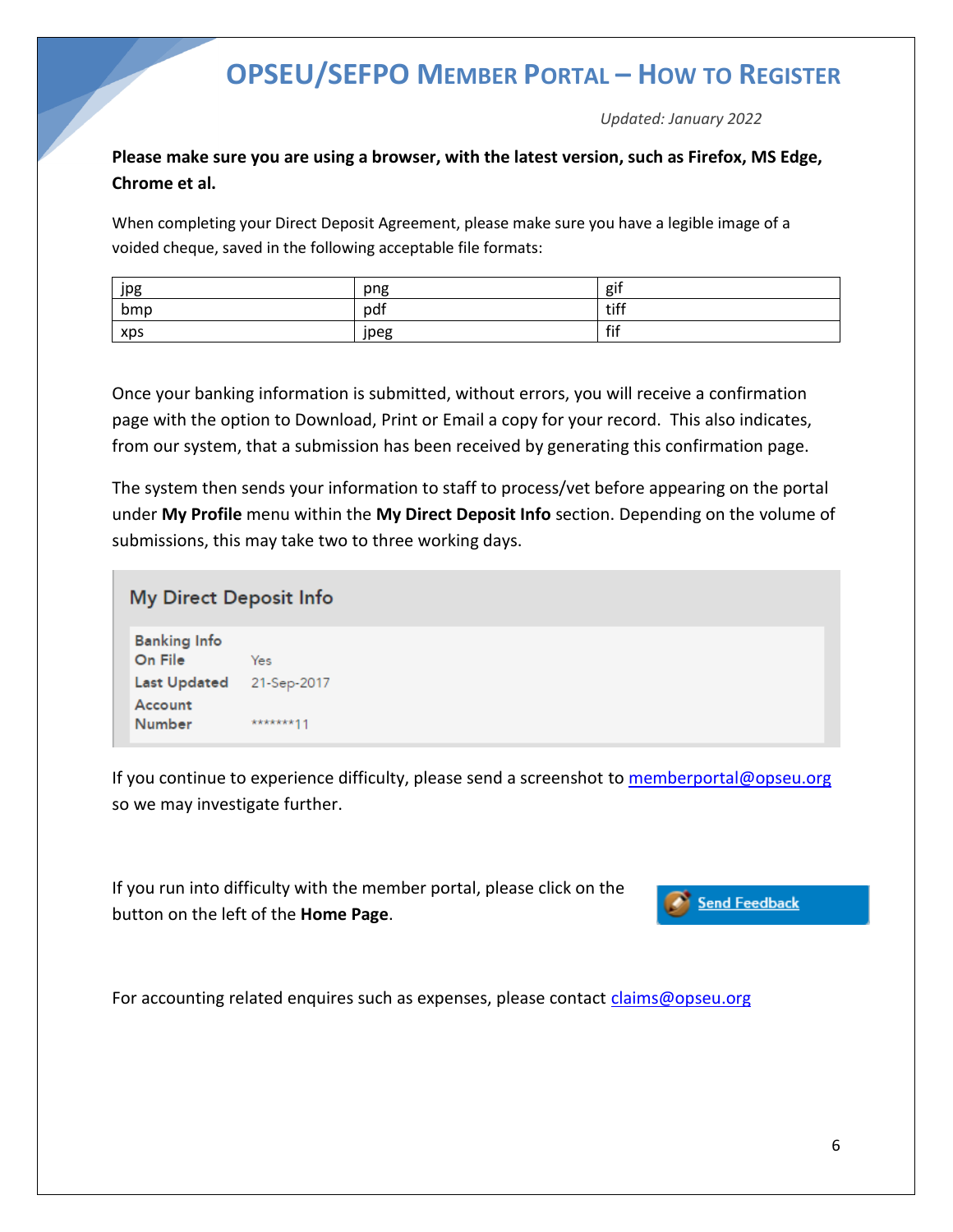# OPSEU/SEFPO Member Portal – How to Register

*Updated: January 2022*

**Please make sure you are using a browser, with the latest version, such as Firefox, MS Edge, Chrome et al.**

When completing your Direct Deposit Agreement, please make sure you have a legible image of a voided cheque, saved in the following acceptable file formats:

| | | |
|---|---|---|
| jpg | png | gif |
| bmp | pdf | tiff |
| xps | jpeg | fif |

Once your banking information is submitted, without errors, you will receive a confirmation page with the option to Download, Print or Email a copy for your record. This also indicates, from our system, that a submission has been received by generating this confirmation page.

The system then sends your information to staff to process/vet before appearing on the portal under **My Profile** menu within the **My Direct Deposit Info** section. Depending on the volume of submissions, this may take two to three working days.

My Direct Deposit Info

| | |
|---|---|
| Banking Info On File | Yes |
| Last Updated | 21-Sep-2017 |
| Account Number | *******11 |

If you continue to experience difficulty, please send a screenshot to memberportal@opseu.org so we may investigate further.

If you run into difficulty with the member portal, please click on the button on the left of the **Home Page**.

Send Feedback

For accounting related enquires such as expenses, please contact claims@opseu.org